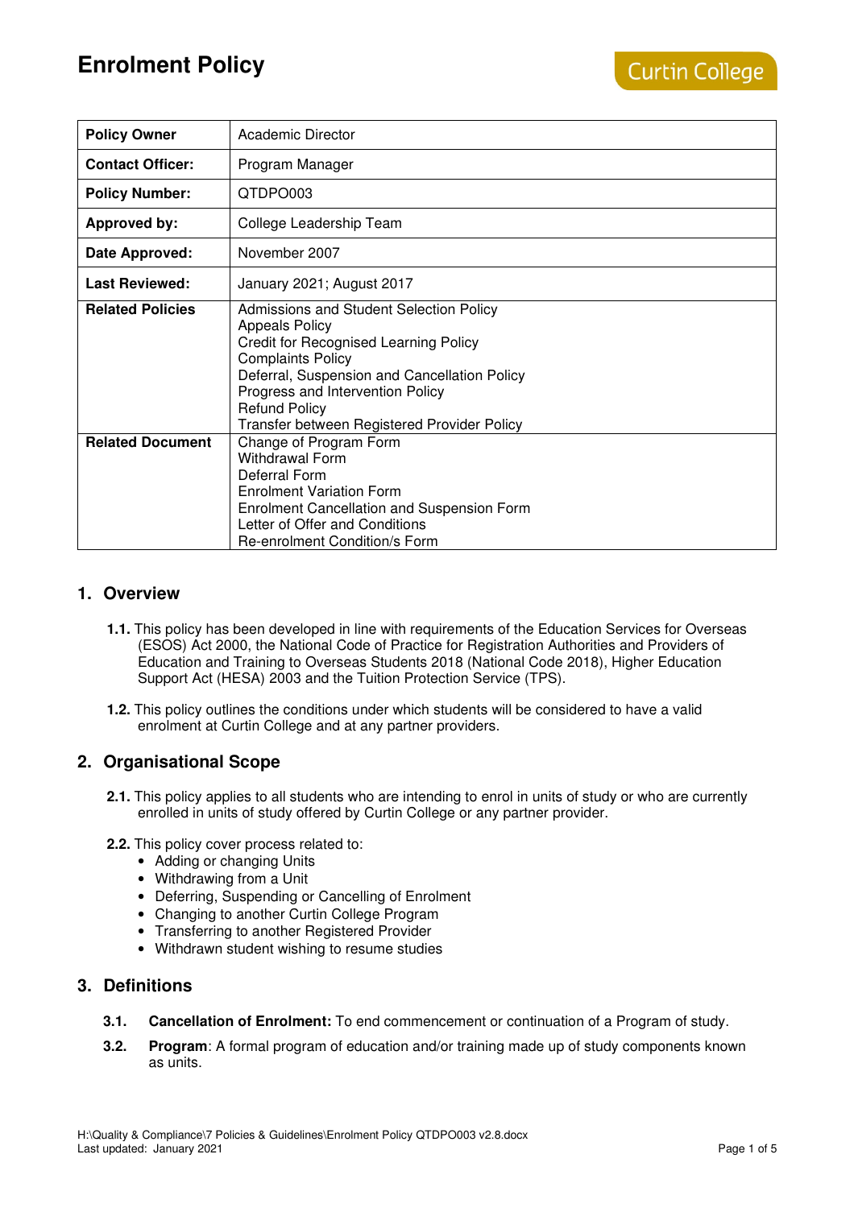# Enrolment Policy

Curtin College

| Policy Owner | Academic Director |
|---|---|
| **Contact Officer:** | Program Manager |
| **Policy Number:** | QTDPO003 |
| **Approved by:** | College Leadership Team |
| **Date Approved:** | November 2007 |
| **Last Reviewed:** | January 2021; August 2017 |
| **Related Policies** | Admissions and Student Selection Policy<br>Appeals Policy<br>Credit for Recognised Learning Policy<br>Complaints Policy<br>Deferral, Suspension and Cancellation Policy<br>Progress and Intervention Policy<br>Refund Policy<br>Transfer between Registered Provider Policy |
| **Related Document** | Change of Program Form<br>Withdrawal Form<br>Deferral Form<br>Enrolment Variation Form<br>Enrolment Cancellation and Suspension Form<br>Letter of Offer and Conditions<br>Re-enrolment Condition/s Form |

## 1. Overview

**1.1.** This policy has been developed in line with requirements of the Education Services for Overseas (ESOS) Act 2000, the National Code of Practice for Registration Authorities and Providers of Education and Training to Overseas Students 2018 (National Code 2018), Higher Education Support Act (HESA) 2003 and the Tuition Protection Service (TPS).

**1.2.** This policy outlines the conditions under which students will be considered to have a valid enrolment at Curtin College and at any partner providers.

## 2. Organisational Scope

**2.1.** This policy applies to all students who are intending to enrol in units of study or who are currently enrolled in units of study offered by Curtin College or any partner provider.

**2.2.** This policy cover process related to:

- Adding or changing Units
- Withdrawing from a Unit
- Deferring, Suspending or Cancelling of Enrolment
- Changing to another Curtin College Program
- Transferring to another Registered Provider
- Withdrawn student wishing to resume studies

## 3. Definitions

**3.1.** **Cancellation of Enrolment:** To end commencement or continuation of a Program of study.

**3.2.** **Program**: A formal program of education and/or training made up of study components known as units.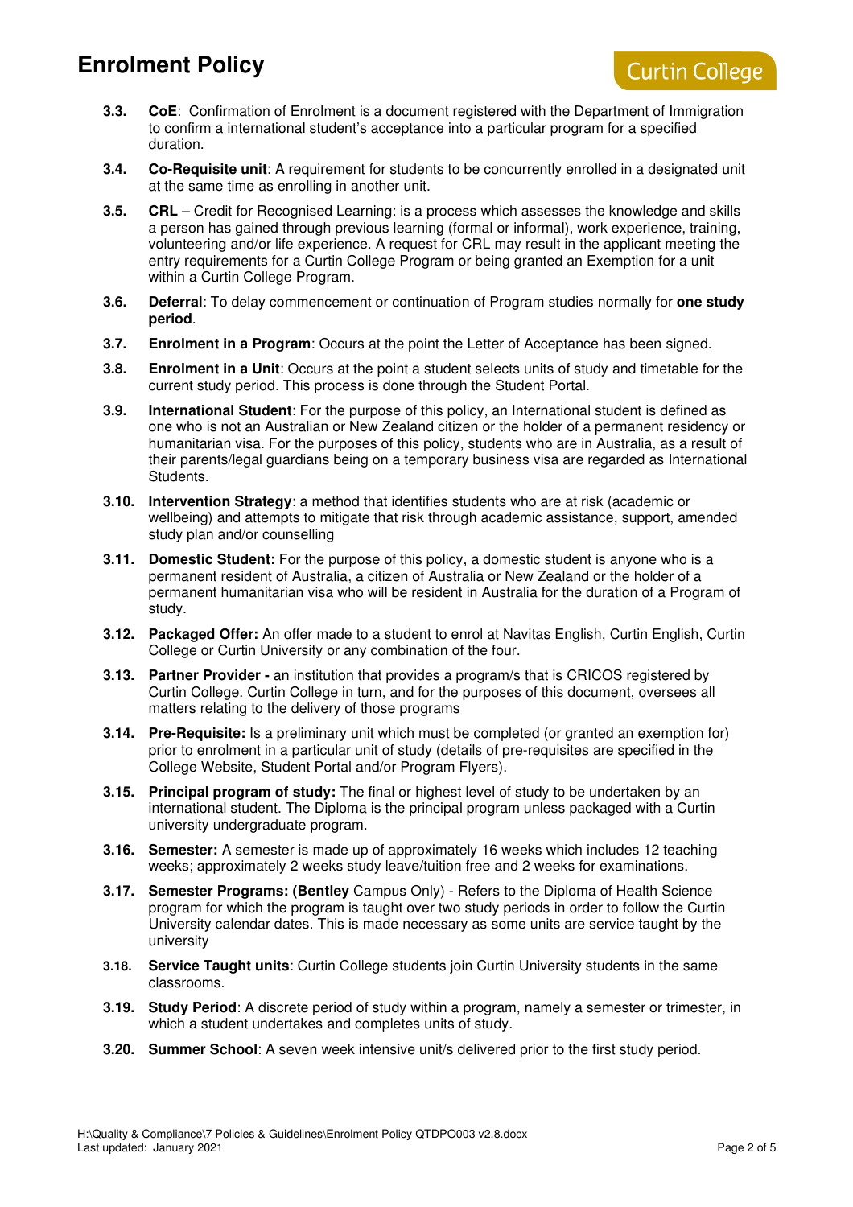- **3.3. CoE**: Confirmation of Enrolment is a document registered with the Department of Immigration to confirm a international student's acceptance into a particular program for a specified duration.
- **3.4. Co-Requisite unit**: A requirement for students to be concurrently enrolled in a designated unit at the same time as enrolling in another unit.
- **3.5. CRL** – Credit for Recognised Learning: is a process which assesses the knowledge and skills a person has gained through previous learning (formal or informal), work experience, training, volunteering and/or life experience. A request for CRL may result in the applicant meeting the entry requirements for a Curtin College Program or being granted an Exemption for a unit within a Curtin College Program.
- **3.6. Deferral**: To delay commencement or continuation of Program studies normally for **one study period**.
- **3.7. Enrolment in a Program**: Occurs at the point the Letter of Acceptance has been signed.
- **3.8. Enrolment in a Unit**: Occurs at the point a student selects units of study and timetable for the current study period. This process is done through the Student Portal.
- **3.9. International Student**: For the purpose of this policy, an International student is defined as one who is not an Australian or New Zealand citizen or the holder of a permanent residency or humanitarian visa. For the purposes of this policy, students who are in Australia, as a result of their parents/legal guardians being on a temporary business visa are regarded as International Students.
- **3.10. Intervention Strategy**: a method that identifies students who are at risk (academic or wellbeing) and attempts to mitigate that risk through academic assistance, support, amended study plan and/or counselling
- **3.11. Domestic Student:** For the purpose of this policy, a domestic student is anyone who is a permanent resident of Australia, a citizen of Australia or New Zealand or the holder of a permanent humanitarian visa who will be resident in Australia for the duration of a Program of study.
- **3.12. Packaged Offer:** An offer made to a student to enrol at Navitas English, Curtin English, Curtin College or Curtin University or any combination of the four.
- **3.13. Partner Provider -** an institution that provides a program/s that is CRICOS registered by Curtin College. Curtin College in turn, and for the purposes of this document, oversees all matters relating to the delivery of those programs
- **3.14. Pre-Requisite:** Is a preliminary unit which must be completed (or granted an exemption for) prior to enrolment in a particular unit of study (details of pre-requisites are specified in the College Website, Student Portal and/or Program Flyers).
- **3.15. Principal program of study:** The final or highest level of study to be undertaken by an international student. The Diploma is the principal program unless packaged with a Curtin university undergraduate program.
- **3.16. Semester:** A semester is made up of approximately 16 weeks which includes 12 teaching weeks; approximately 2 weeks study leave/tuition free and 2 weeks for examinations.
- **3.17. Semester Programs: (Bentley** Campus Only) - Refers to the Diploma of Health Science program for which the program is taught over two study periods in order to follow the Curtin University calendar dates. This is made necessary as some units are service taught by the university
- **3.18. Service Taught units**: Curtin College students join Curtin University students in the same classrooms.
- **3.19. Study Period**: A discrete period of study within a program, namely a semester or trimester, in which a student undertakes and completes units of study.
- **3.20. Summer School**: A seven week intensive unit/s delivered prior to the first study period.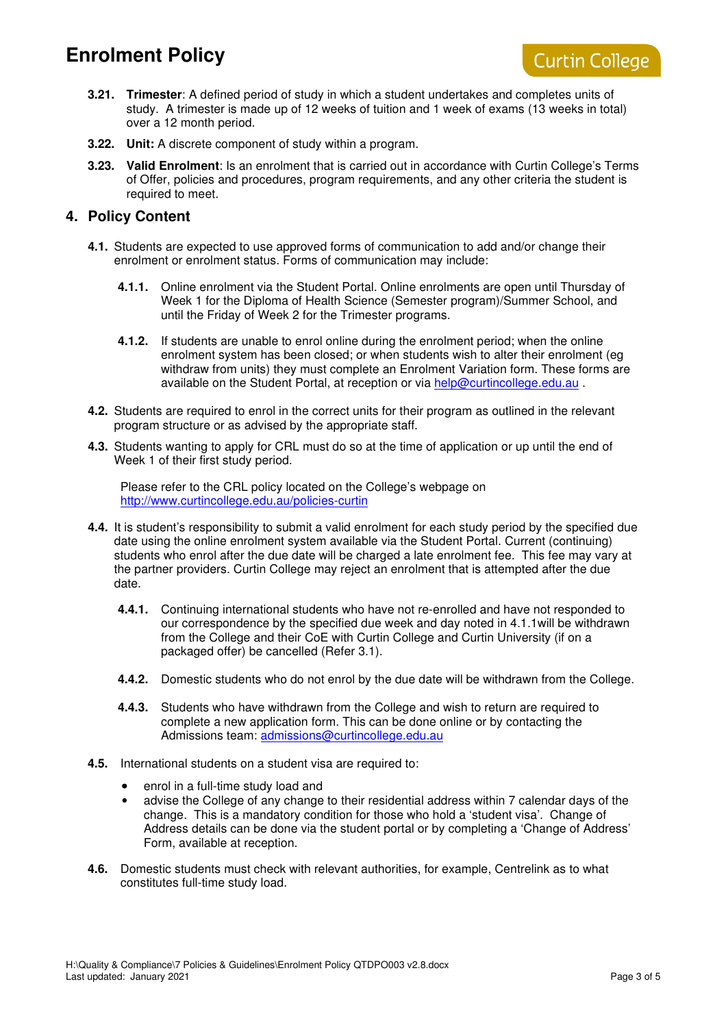**3.21. Trimester**: A defined period of study in which a student undertakes and completes units of study. A trimester is made up of 12 weeks of tuition and 1 week of exams (13 weeks in total) over a 12 month period.

**3.22. Unit:** A discrete component of study within a program.

**3.23. Valid Enrolment**: Is an enrolment that is carried out in accordance with Curtin College's Terms of Offer, policies and procedures, program requirements, and any other criteria the student is required to meet.

## 4. Policy Content

**4.1.** Students are expected to use approved forms of communication to add and/or change their enrolment or enrolment status. Forms of communication may include:

**4.1.1.** Online enrolment via the Student Portal. Online enrolments are open until Thursday of Week 1 for the Diploma of Health Science (Semester program)/Summer School, and until the Friday of Week 2 for the Trimester programs.

**4.1.2.** If students are unable to enrol online during the enrolment period; when the online enrolment system has been closed; or when students wish to alter their enrolment (eg withdraw from units) they must complete an Enrolment Variation form. These forms are available on the Student Portal, at reception or via help@curtincollege.edu.au .

**4.2.** Students are required to enrol in the correct units for their program as outlined in the relevant program structure or as advised by the appropriate staff.

**4.3.** Students wanting to apply for CRL must do so at the time of application or up until the end of Week 1 of their first study period.

Please refer to the CRL policy located on the College's webpage on http://www.curtincollege.edu.au/policies-curtin

**4.4.** It is student's responsibility to submit a valid enrolment for each study period by the specified due date using the online enrolment system available via the Student Portal. Current (continuing) students who enrol after the due date will be charged a late enrolment fee. This fee may vary at the partner providers. Curtin College may reject an enrolment that is attempted after the due date.

**4.4.1.** Continuing international students who have not re-enrolled and have not responded to our correspondence by the specified due week and day noted in 4.1.1will be withdrawn from the College and their CoE with Curtin College and Curtin University (if on a packaged offer) be cancelled (Refer 3.1).

**4.4.2.** Domestic students who do not enrol by the due date will be withdrawn from the College.

**4.4.3.** Students who have withdrawn from the College and wish to return are required to complete a new application form. This can be done online or by contacting the Admissions team: admissions@curtincollege.edu.au

**4.5.** International students on a student visa are required to:

- enrol in a full-time study load and
- advise the College of any change to their residential address within 7 calendar days of the change. This is a mandatory condition for those who hold a 'student visa'. Change of Address details can be done via the student portal or by completing a 'Change of Address' Form, available at reception.

**4.6.** Domestic students must check with relevant authorities, for example, Centrelink as to what constitutes full-time study load.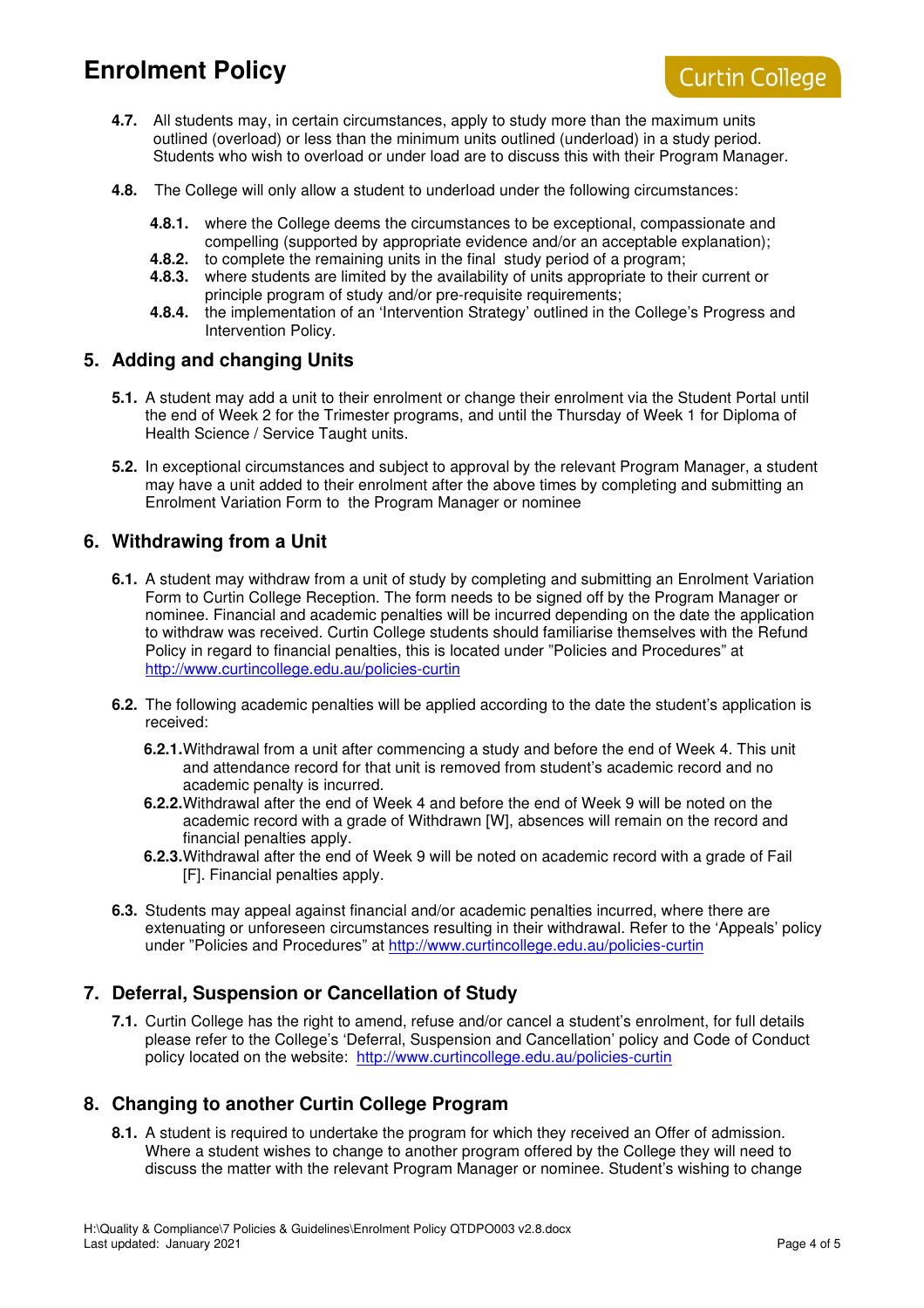**4.7.** All students may, in certain circumstances, apply to study more than the maximum units outlined (overload) or less than the minimum units outlined (underload) in a study period. Students who wish to overload or under load are to discuss this with their Program Manager.

**4.8.** The College will only allow a student to underload under the following circumstances:

- **4.8.1.** where the College deems the circumstances to be exceptional, compassionate and compelling (supported by appropriate evidence and/or an acceptable explanation);
- **4.8.2.** to complete the remaining units in the final study period of a program;
- **4.8.3.** where students are limited by the availability of units appropriate to their current or principle program of study and/or pre-requisite requirements;
- **4.8.4.** the implementation of an 'Intervention Strategy' outlined in the College's Progress and Intervention Policy.

## 5. Adding and changing Units

**5.1.** A student may add a unit to their enrolment or change their enrolment via the Student Portal until the end of Week 2 for the Trimester programs, and until the Thursday of Week 1 for Diploma of Health Science / Service Taught units.

**5.2.** In exceptional circumstances and subject to approval by the relevant Program Manager, a student may have a unit added to their enrolment after the above times by completing and submitting an Enrolment Variation Form to the Program Manager or nominee

## 6. Withdrawing from a Unit

**6.1.** A student may withdraw from a unit of study by completing and submitting an Enrolment Variation Form to Curtin College Reception. The form needs to be signed off by the Program Manager or nominee. Financial and academic penalties will be incurred depending on the date the application to withdraw was received. Curtin College students should familiarise themselves with the Refund Policy in regard to financial penalties, this is located under "Policies and Procedures" at http://www.curtincollege.edu.au/policies-curtin

**6.2.** The following academic penalties will be applied according to the date the student's application is received:

- **6.2.1.** Withdrawal from a unit after commencing a study and before the end of Week 4. This unit and attendance record for that unit is removed from student's academic record and no academic penalty is incurred.
- **6.2.2.** Withdrawal after the end of Week 4 and before the end of Week 9 will be noted on the academic record with a grade of Withdrawn [W], absences will remain on the record and financial penalties apply.
- **6.2.3.** Withdrawal after the end of Week 9 will be noted on academic record with a grade of Fail [F]. Financial penalties apply.

**6.3.** Students may appeal against financial and/or academic penalties incurred, where there are extenuating or unforeseen circumstances resulting in their withdrawal. Refer to the 'Appeals' policy under "Policies and Procedures" at http://www.curtincollege.edu.au/policies-curtin

## 7. Deferral, Suspension or Cancellation of Study

**7.1.** Curtin College has the right to amend, refuse and/or cancel a student's enrolment, for full details please refer to the College's 'Deferral, Suspension and Cancellation' policy and Code of Conduct policy located on the website: http://www.curtincollege.edu.au/policies-curtin

## 8. Changing to another Curtin College Program

**8.1.** A student is required to undertake the program for which they received an Offer of admission. Where a student wishes to change to another program offered by the College they will need to discuss the matter with the relevant Program Manager or nominee. Student's wishing to change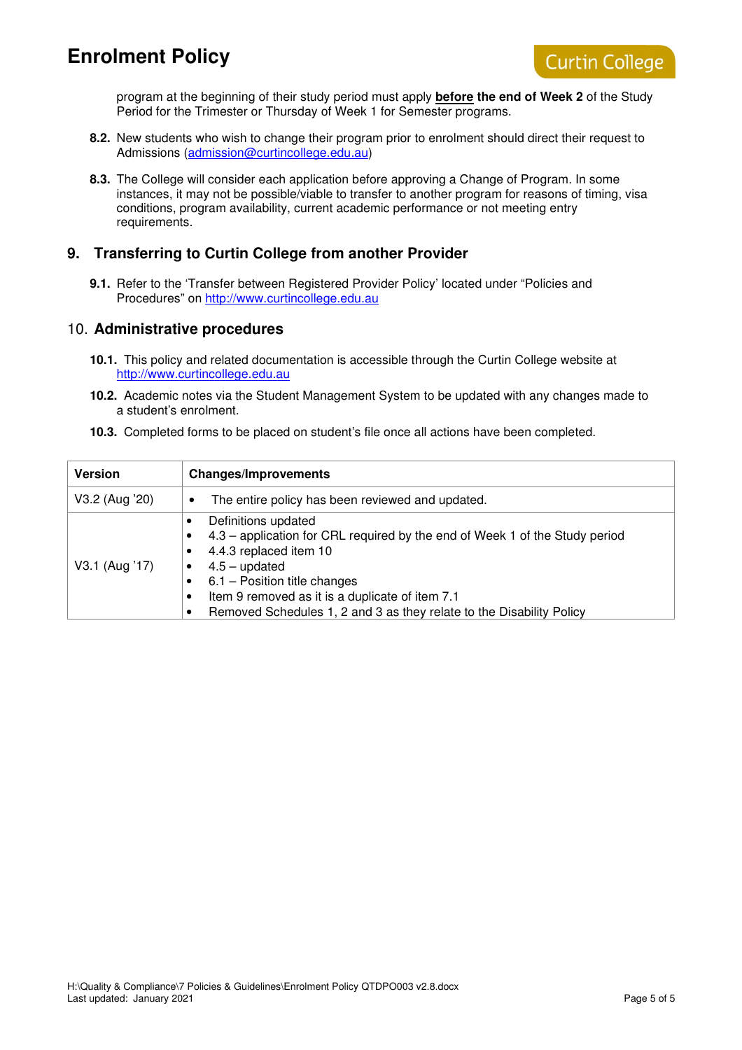program at the beginning of their study period must apply **before the end of Week 2** of the Study Period for the Trimester or Thursday of Week 1 for Semester programs.

**8.2.** New students who wish to change their program prior to enrolment should direct their request to Admissions (admission@curtincollege.edu.au)

**8.3.** The College will consider each application before approving a Change of Program. In some instances, it may not be possible/viable to transfer to another program for reasons of timing, visa conditions, program availability, current academic performance or not meeting entry requirements.

## 9. Transferring to Curtin College from another Provider

**9.1.** Refer to the 'Transfer between Registered Provider Policy' located under "Policies and Procedures" on http://www.curtincollege.edu.au

## 10. Administrative procedures

**10.1.** This policy and related documentation is accessible through the Curtin College website at http://www.curtincollege.edu.au

**10.2.** Academic notes via the Student Management System to be updated with any changes made to a student's enrolment.

**10.3.** Completed forms to be placed on student's file once all actions have been completed.

| Version | Changes/Improvements |
|---|---|
| V3.2 (Aug '20) | • The entire policy has been reviewed and updated. |
| V3.1 (Aug '17) | • Definitions updated<br>• 4.3 – application for CRL required by the end of Week 1 of the Study period<br>• 4.4.3 replaced item 10<br>• 4.5 – updated<br>• 6.1 – Position title changes<br>• Item 9 removed as it is a duplicate of item 7.1<br>• Removed Schedules 1, 2 and 3 as they relate to the Disability Policy |

H:\Quality & Compliance\7 Policies & Guidelines\Enrolment Policy QTDPO003 v2.8.docx
Last updated: January 2021